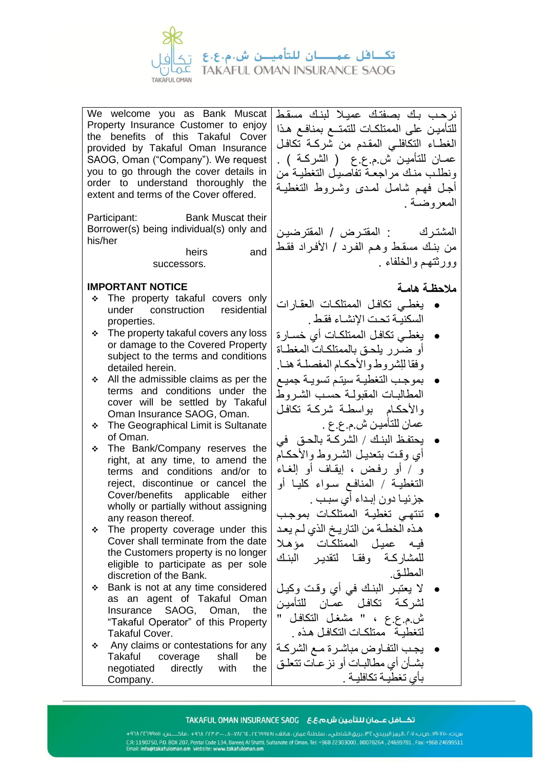تكافل عمان للتأمين ش.م.ع.ع
TAKAFUL OMAN INSURANCE SAOG

| We welcome you as Bank Muscat Property Insurance Customer to enjoy the benefits of this Takaful Cover provided by Takaful Oman Insurance SAOG, Oman ("Company"). We request you to go through the cover details in order to understand thoroughly the extent and terms of the Cover offered. | نرحب بك بصفتك عميلا لبنك مسقط للتأمين على الممتلكات للتمتع بمنافع هذا الغطاء التكافلي المقدم من شركة تكافل عمان للتأمين ش.م.ع.ع ( الشركة ) . ونطلب منك مراجعة تفاصيل التغطية من أجل فهم شامل لمدى وشروط التغطية المعروضة . |
|---|---|
| Participant: Bank Muscat their Borrower(s) being individual(s) only and his/her heirs and successors. | المشترك : المقترض / المقترضين من بنك مسقط وهم الفرد / الأفراد فقط وورثتهم والخلفاء . |
| **IMPORTANT NOTICE** | **ملاحظة هامة** |
| ❖ The property takaful covers only under construction residential properties. | • يغطي تكافل الممتلكات العقارات السكنية تحت الإنشاء فقط . |
| ❖ The property takaful covers any loss or damage to the Covered Property subject to the terms and conditions detailed herein. | • يغطي تكافل الممتلكات أي خسارة أو ضرر يلحق بالممتلكات المغطاة وفقا للشروط والأحكام المفصلة هنا. |
| ❖ All the admissible claims as per the terms and conditions under the cover will be settled by Takaful Oman Insurance SAOG, Oman. | • بموجب التغطية سيتم تسوية جميع المطالبات المقبولة حسب الشروط والأحكام بواسطة شركة تكافل عمان للتأمين ش.م.ع.ع . |
| ❖ The Geographical Limit is Sultanate of Oman. | |
| ❖ The Bank/Company reserves the right, at any time, to amend the terms and conditions and/or to reject, discontinue or cancel the Cover/benefits applicable either wholly or partially without assigning any reason thereof. | • يحتفظ البنك / الشركة بالحق في أي وقت بتعديل الشروط والأحكام و / أو رفض ، إيقاف أو إلغاء التغطية / المنافع سواء كليا أو جزئيا دون إبداء أي سبب . |
| ❖ The property coverage under this Cover shall terminate from the date the Customers property is no longer eligible to participate as per sole discretion of the Bank. | • تنتهي تغطية الممتلكات بموجب هذه الخطة من التاريخ الذي لم يعد فيه عميل الممتلكات مؤهلا للمشاركة وفقا لتقدير البنك المطلق. |
| ❖ Bank is not at any time considered as an agent of Takaful Oman Insurance SAOG, Oman, the "Takaful Operator" of this Property Takaful Cover. | • لا يعتبر البنك في أي وقت وكيل لشركة تكافل عمان للتأمين ش.م.ع.ع ، " مشغل التكافل " لتغطية ممتلكات التكافل هذه |
| ❖ Any claims or contestations for any Takaful coverage shall be negotiated directly with the Company. | • يجب التفاوض مباشرة مع الشركة بشأن أي مطالبات أو نزعات تتعلق بأي تغطية تكافلية . |

TAKAFUL OMAN INSURANCE SAOG تكافل عمان للتأمين ش.م.ع.ع

س.ت: ١١٩٠٧٥٠، ص.ب: ٢٠٧، الرمز البريدي: ١٣٤، بريق الشاطيء، سلطنة عمان، هاتف: ٢٤٦٩٩٧٨١، ٨٠٠٧٨٢٦٤، ٢٢٣٠٣٠٠٠ ٩٦٨+، فاكس: ٢٤٦٩٩٥١١ ٩٦٨+

C.R: 1190750, P.O. BOX 207, Postal Code 134, Bareeq Al Shatti, Sultanate of Oman, Tel: +968 22303000, 80078264, 24699781, Fax: +968 24699511
Email: info@takafuloman.om Website: www.takafuloman.om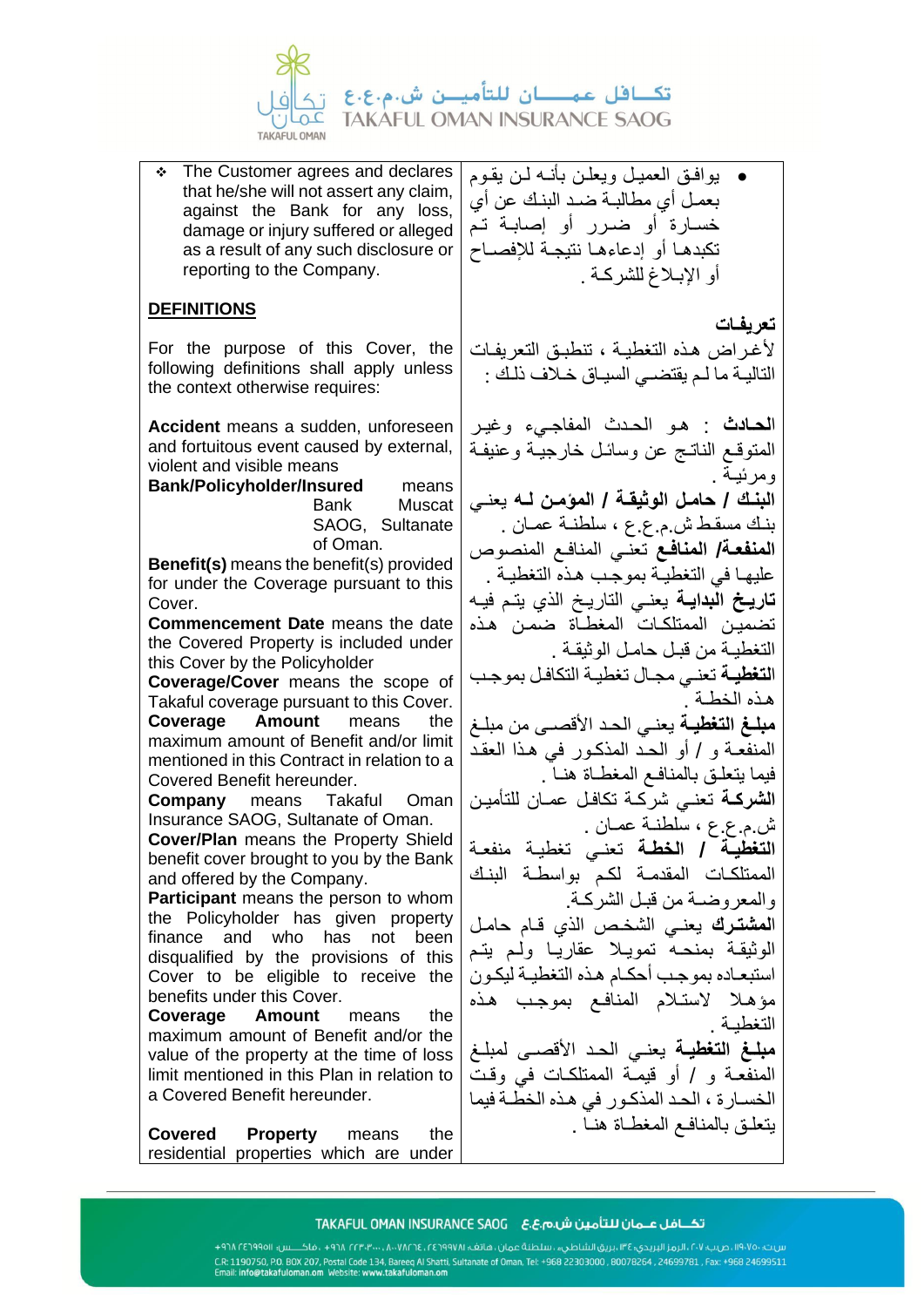- The Customer agrees and declares that he/she will not assert any claim, against the Bank for any loss, damage or injury suffered or alleged as a result of any such disclosure or reporting to the Company.

- يوافق العميل ويعلن بأنه لن يقوم بعمل أي مطالبة ضد البنك عن أي خسارة أو ضرر أو إصابة تم تكبدها أو إدعاءها نتيجة للإفصاح أو الإبلاغ للشركة .

## DEFINITIONS

## تعريفات

For the purpose of this Cover, the following definitions shall apply unless the context otherwise requires:

لأغراض هذه التغطية ، تنطبق التعريفات التالية ما لم يقتضي السياق خلاف ذلك :

**Accident** means a sudden, unforeseen and fortuitous event caused by external, violent and visible means

**الحادث** : هو الحدث المفاجيء وغير المتوقع الناتج عن وسائل خارجية وعنيفة ومرئية .

**Bank/Policyholder/Insured** means Bank Muscat SAOG, Sultanate of Oman.

**البنك / حامل الوثيقة / المؤمن له** يعني بنك مسقط ش.م.ع.ع ، سلطنة عمان .

**Benefit(s)** means the benefit(s) provided for under the Coverage pursuant to this Cover.

**المنفعة/ المنافع** تعني المنافع المنصوص عليها في التغطية بموجب هذه التغطية .

**Commencement Date** means the date the Covered Property is included under this Cover by the Policyholder

**تاريخ البداية** يعني التاريخ الذي يتم فيه تضمين الممتلكات المغطاة ضمن هذه التغطية من قبل حامل الوثيقة .

**Coverage/Cover** means the scope of Takaful coverage pursuant to this Cover.

**التغطية** تعني مجال تغطية التكافل بموجب هذه الخطة .

**Coverage Amount** means the maximum amount of Benefit and/or limit mentioned in this Contract in relation to a Covered Benefit hereunder.

**مبلغ التغطية** يعني الحد الأقصى من مبلغ المنفعة و / أو الحد المذكور في هذا العقد فيما يتعلق بالمنافع المغطاة هنا .

**Company** means Takaful Oman Insurance SAOG, Sultanate of Oman.

**الشركة** تعني شركة تكافل عمان للتأمين ش.م.ع.ع ، سلطنة عمان .

**Cover/Plan** means the Property Shield benefit cover brought to you by the Bank and offered by the Company.

**التغطية / الخطة** تعني تغطية منفعة الممتلكات المقدمة لكم بواسطة البنك والمعروضة من قبل الشركة.

**Participant** means the person to whom the Policyholder has given property finance and who has not been disqualified by the provisions of this Cover to be eligible to receive the benefits under this Cover.

**المشترك** يعني الشخص الذي قام حامل الوثيقة بمنحه تمويلا عقاريا ولم يتم استبعاده بموجب أحكام هذه التغطية ليكون مؤهلا لاستلام المنافع بموجب هذه التغطية .

**Coverage Amount** means the maximum amount of Benefit and/or the value of the property at the time of loss limit mentioned in this Plan in relation to a Covered Benefit hereunder.

**مبلغ التغطية** يعني الحد الأقصى لمبلغ المنفعة و / أو قيمة الممتلكات في وقت الخسارة ، الحد المذكور في هذه الخطة فيما يتعلق بالمنافع المغطاة هنا .

**Covered Property** means the residential properties which are under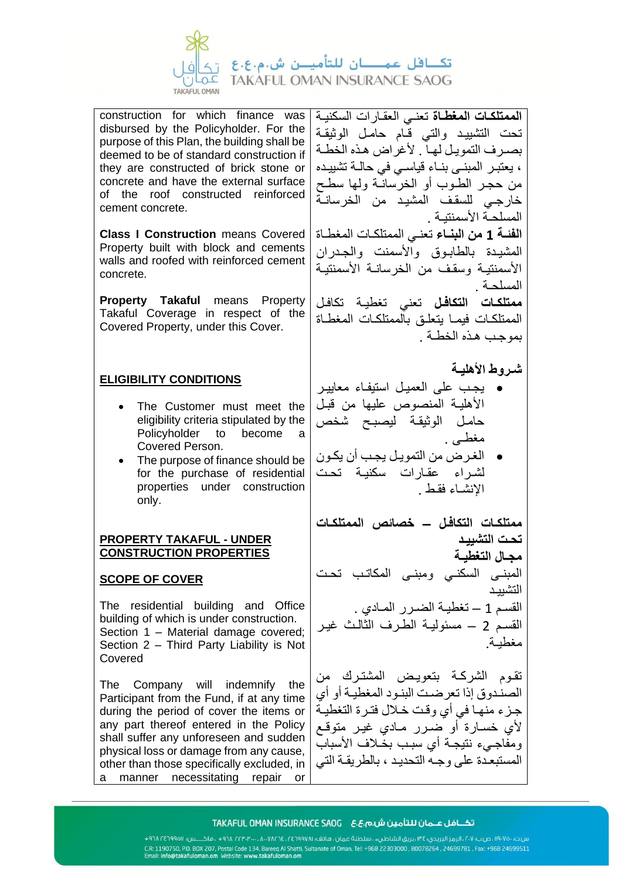| construction for which finance was disbursed by the Policyholder. For the purpose of this Plan, the building shall be deemed to be of standard construction if they are constructed of brick stone or concrete and have the external surface of the roof constructed reinforced cement concrete. | **الممتلكات المغطاة** تعني العقارات السكنية تحت التشييد والتي قام حامل الوثيقة بصرف التمويل لها . لأغراض هذه الخطة ، يعتبر المبنى بناء قياسي في حالة تشييده من حجر الطوب أو الخرسانة ولها سطح خارجي للسقف المشيد من الخرسانة المسلحة الأسمنتية . |
|---|---|
| **Class I Construction** means Covered Property built with block and cements walls and roofed with reinforced cement concrete. | **الفئة 1 من البناء** تعني الممتلكات المغطاة المشيدة بالطابوق والأسمنت والجدران الأسمنتية وسقف من الخرسانة الأسمنتية المسلحة . |
| **Property Takaful** means Property Takaful Coverage in respect of the Covered Property, under this Cover. | **ممتلكات التكافل** تعني تغطية تكافل الممتلكات فيما يتعلق بالممتلكات المغطاة بموجب هذه الخطة . |
| <u>**ELIGIBILITY CONDITIONS**</u><br><br>• The Customer must meet the eligibility criteria stipulated by the Policyholder to become a Covered Person.<br>• The purpose of finance should be for the purchase of residential properties under construction only. | **شروط الأهلية**<br><br>• يجب على العميل استيفاء معايير الأهلية المنصوص عليها من قبل حامل الوثيقة ليصبح شخص مغطى .<br>• الغرض من التمويل يجب أن يكون لشراء عقارات سكنية تحت الإنشاء فقط . |
| <u>**PROPERTY TAKAFUL - UNDER CONSTRUCTION PROPERTIES**</u><br><br><u>**SCOPE OF COVER**</u><br><br>The residential building and Office building of which is under construction.<br>Section 1 – Material damage covered;<br>Section 2 – Third Party Liability is Not Covered | **ممتلكات التكافل – خصائص الممتلكات تحت التشييد**<br>**مجال التغطية**<br>المبنى السكني ومبنى المكاتب تحت التشييد<br>القسم 1 – تغطية الضرر المادي .<br>القسم 2 – مسئولية الطرف الثالث غير مغطية. |
| The Company will indemnify the Participant from the Fund, if at any time during the period of cover the items or any part thereof entered in the Policy shall suffer any unforeseen and sudden physical loss or damage from any cause, other than those specifically excluded, in a manner necessitating repair or | تقوم الشركة بتعويض المشترك من الصندوق إذا تعرضت البنود المغطية أو أي جزء منها في أي وقت خلال فترة التغطية لأي خسارة أو ضرر مادي غير متوقع ومفاجيء نتيجة أي سبب بخلاف الأسباب المستبعدة على وجه التحديد ، بالطريقة التي |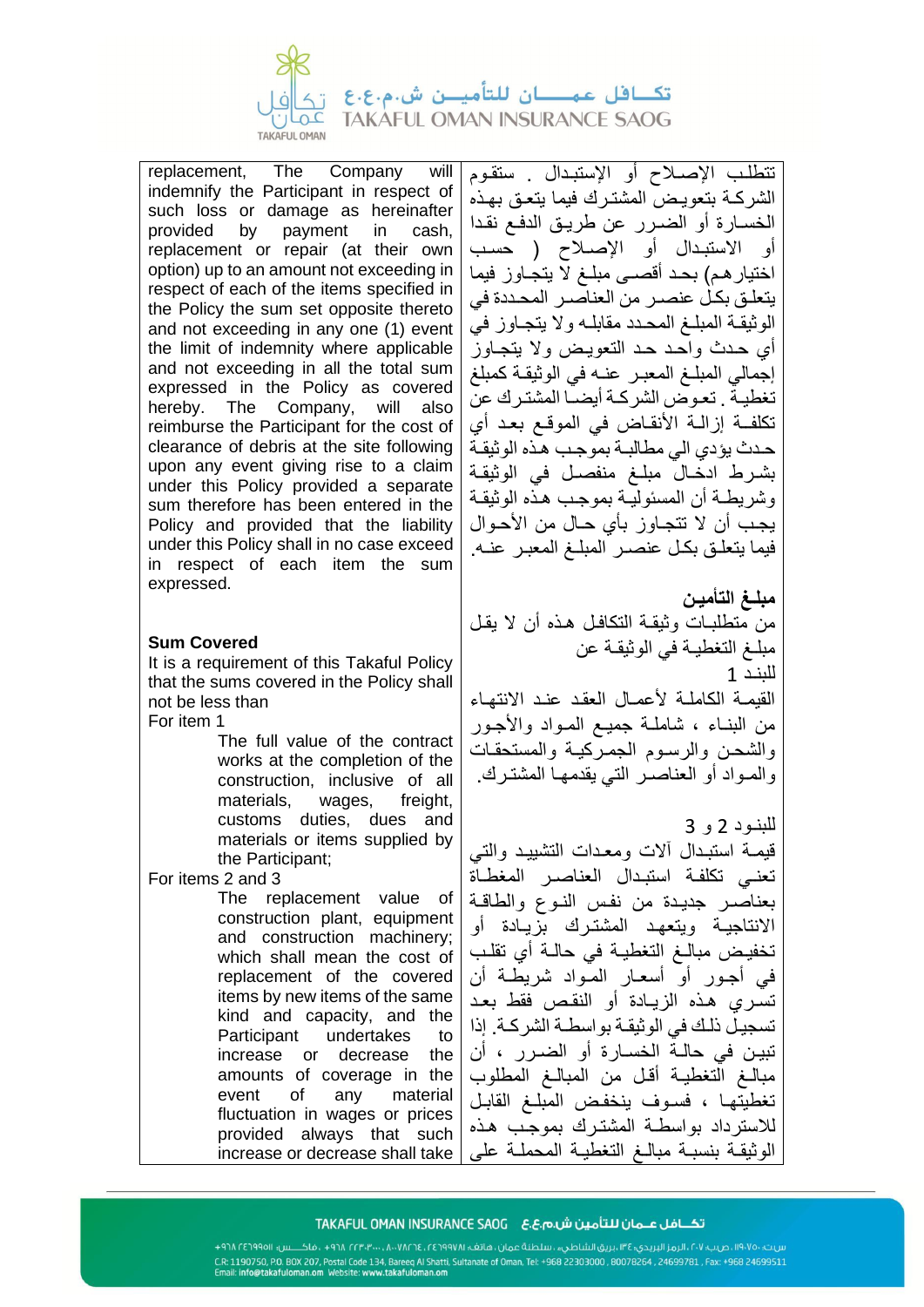| | |
|---|---|
| replacement, The Company will indemnify the Participant in respect of such loss or damage as hereinafter provided by payment in cash, replacement or repair (at their own option) up to an amount not exceeding in respect of each of the items specified in the Policy the sum set opposite thereto and not exceeding in any one (1) event the limit of indemnity where applicable and not exceeding in all the total sum expressed in the Policy as covered hereby. The Company, will also reimburse the Participant for the cost of clearance of debris at the site following upon any event giving rise to a claim under this Policy provided a separate sum therefore has been entered in the Policy and provided that the liability under this Policy shall in no case exceed in respect of each item the sum expressed. | تتطلب الإصلاح أو الإستبدال . ستقوم الشركة بتعويض المشترك فيما يتعلق بهذه الخسارة أو الضرر عن طريق الدفع نقدا أو الاستبدال أو الإصلاح ( حسب اختيارهم) بحد أقصى مبلغ لا يتجاوز فيما يتعلق بكل عنصر من العناصر المحددة في الوثيقة المبلغ المحدد مقابله ولا يتجاوز في أي حدث واحد حد التعويض ولا يتجاوز إجمالي المبلغ المعبر عنه في الوثيقة كمبلغ تغطية. تعوض الشركة أيضا المشترك عن تكلفة إزالة الأنقاض في الموقع بعد أي حدث يؤدي الي مطالبة بموجب هذه الوثيقة بشرط ادخال مبلغ منفصل في الوثيقة وشريطة أن المسئولية بموجب هذه الوثيقة يجب أن لا تتجاوز بأي حال من الأحوال فيما يتعلق بكل عنصر المبلغ المعبر عنه. |
| **Sum Covered**<br>It is a requirement of this Takaful Policy that the sums covered in the Policy shall not be less than<br>For item 1<br>The full value of the contract works at the completion of the construction, inclusive of all materials, wages, freight, customs duties, dues and materials or items supplied by the Participant;<br>For items 2 and 3<br>The replacement value of construction plant, equipment and construction machinery; which shall mean the cost of replacement of the covered items by new items of the same kind and capacity, and the Participant undertakes to increase or decrease the amounts of coverage in the event of any material fluctuation in wages or prices provided always that such increase or decrease shall take | **مبلغ التأمين**<br>من متطلبات وثيقة التكافل هذه أن لا يقل مبلغ التغطية في الوثيقة عن<br>للبند 1<br>القيمة الكاملة لأعمال العقد عند الانتهاء من البناء ، شاملة جميع المواد والأجور والشحن والرسوم الجمركية والمستحقات والمواد أو العناصر التي يقدمها المشترك.<br>للبنود 2 و 3<br>قيمة استبدال آلات ومعدات التشييد والتي تعني تكلفة استبدال العناصر المغطاة بعناصر جديدة من نفس النوع والطاقة الانتاجية ويتعهد المشترك بزيادة أو تخفيض مبالغ التغطية في حالة أي تقلب في أجور أو أسعار المواد شريطة أن تسري هذه الزيادة أو النقص فقط بعد تسجيل ذلك في الوثيقة بواسطة الشركة. إذا تبين في حالة الخسارة أو الضرر ، أن مبالغ التغطية أقل من المبالغ المطلوب تغطيتها ، فسوف ينخفض المبلغ القابل للاسترداد بواسطة المشترك بموجب هذه الوثيقة بنسبة مبالغ التغطية المحملة على |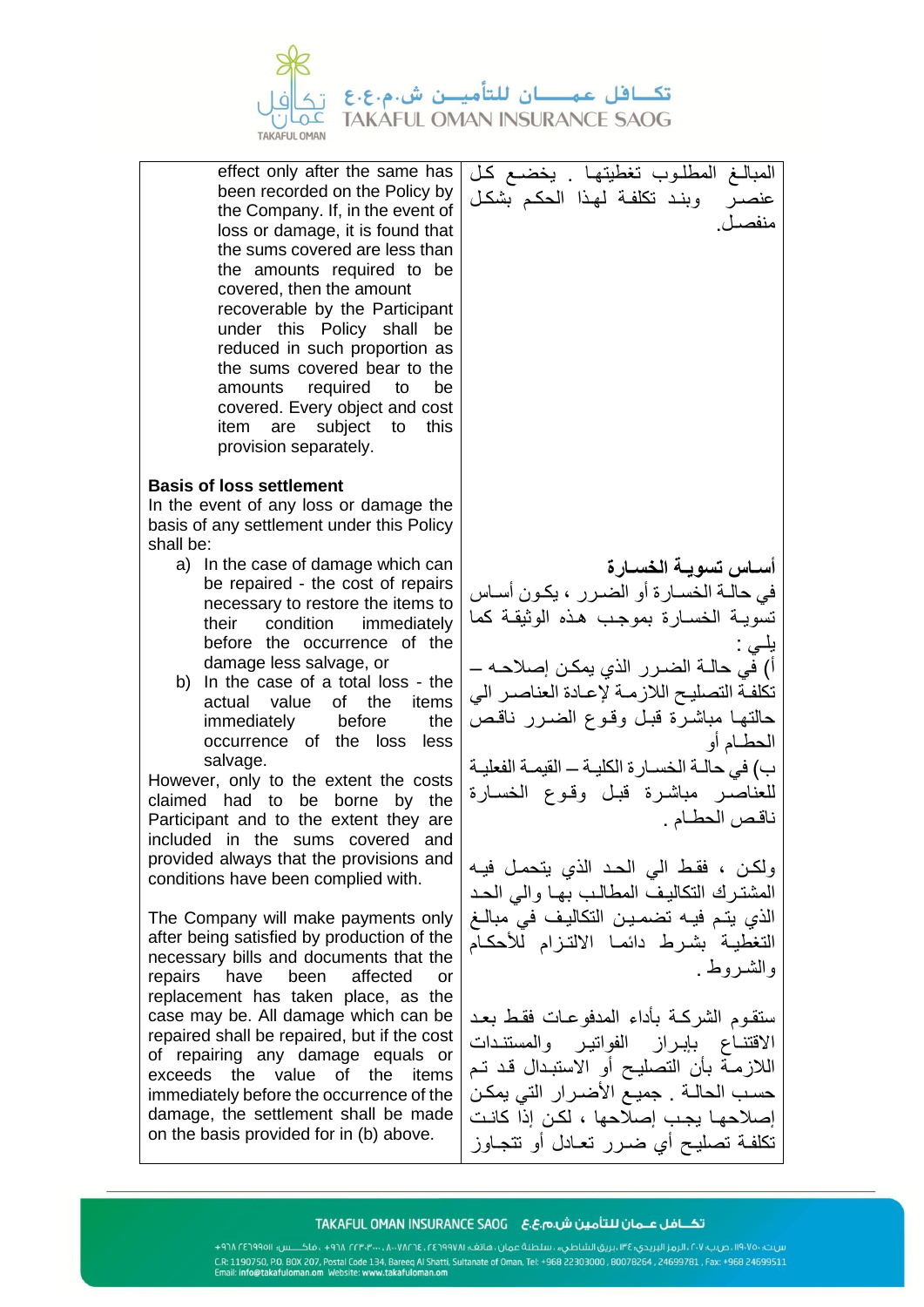| | |
|---|---|
| effect only after the same has been recorded on the Policy by the Company. If, in the event of loss or damage, it is found that the sums covered are less than the amounts required to be covered, then the amount recoverable by the Participant under this Policy shall be reduced in such proportion as the sums covered bear to the amounts required to be covered. Every object and cost item are subject to this provision separately. | المبالـغ المطلـوب تغطيتهـا . يخضـع كل عنصـر وبنـد تكلفـة لهـذا الحكم بشكل منفصـل. |
| **Basis of loss settlement**<br>In the event of any loss or damage the basis of any settlement under this Policy shall be:<br>a) In the case of damage which can be repaired - the cost of repairs necessary to restore the items to their condition immediately before the occurrence of the damage less salvage, or<br>b) In the case of a total loss - the actual value of the items immediately before the occurrence of the loss less salvage. | **أسـاس تسويـة الخسـارة**<br>في حالـة الخسـارة أو الضـرر ، يكـون أسـاس تسويـة الخسـارة بموجـب هـذه الوثيقـة كما يلـي :<br>أ) في حالـة الضـرر الذي يمكـن إصلاحـه – تكلفـة التصليـح اللازمـة لإعـادة العناصـر الي حالتها مباشـرة قبل وقـوع الضـرر ناقـص الحطـام أو<br>ب) في حالـة الخسـارة الكليـة – القيمـة الفعليـة للعناصـر مباشـرة قبل وقـوع الخسـارة ناقـص الحطـام . |
| However, only to the extent the costs claimed had to be borne by the Participant and to the extent they are included in the sums covered and provided always that the provisions and conditions have been complied with. | ولكـن ، فقـط الي الحـد الذي يتحمـل فيـه المشتـرك التكاليـف المطالـب بهـا والي الحـد الذي يتـم فيـه تضميـن التكاليـف في مبالـغ التغطيـة بشـرط دائمـا الالتـزام للأحكـام والشـروط . |
| The Company will make payments only after being satisfied by production of the necessary bills and documents that the repairs have been affected or replacement has taken place, as the case may be. All damage which can be repaired shall be repaired, but if the cost of repairing any damage equals or exceeds the value of the items immediately before the occurrence of the damage, the settlement shall be made on the basis provided for in (b) above. | ستقـوم الشركـة بأداء المدفوعـات فقـط بعـد الاقتنـاع بإبـراز الفواتيـر والمستنـدات اللازمـة بأن التصليـح أو الاستبـدال قـد تـم حسب الحالـة . جميـع الأضـرار التي يمكـن إصلاحهـا يجـب إصلاحهـا ، لكـن إذا كانـت تكلفـة تصليـح أي ضـرر تعـادل أو تتجـاوز |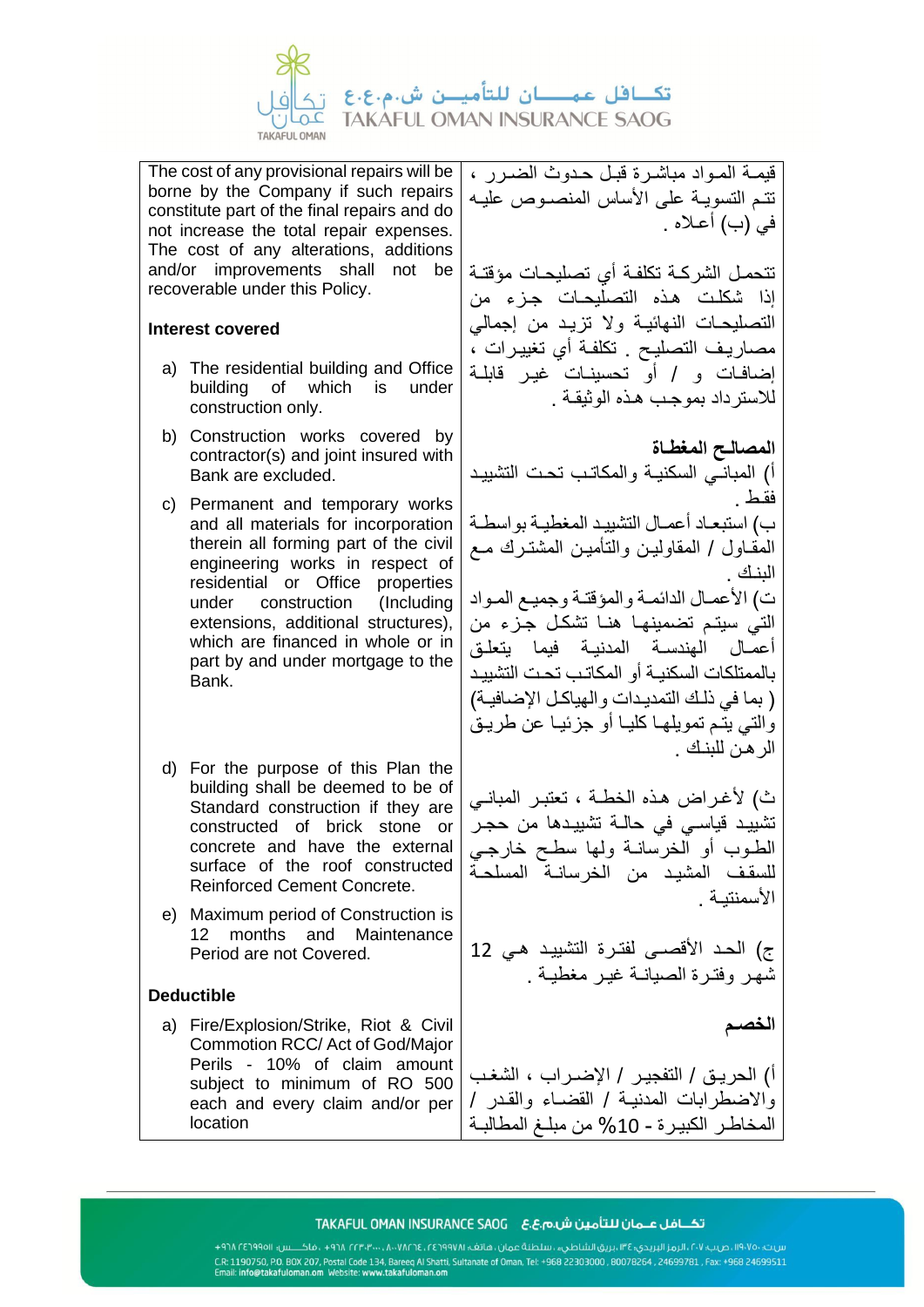| | |
|---|---|
| The cost of any provisional repairs will be borne by the Company if such repairs constitute part of the final repairs and do not increase the total repair expenses. The cost of any alterations, additions and/or improvements shall not be recoverable under this Policy. | قيمة المواد مباشرة قبل حدوث الضرر ، تتم التسوية على الأساس المنصوص عليه في (ب) أعلاه . تتحمل الشركة تكلفة أي تصليحات مؤقتة إذا شكلت هذه التصليحات جزء من التصليحات النهائية ولا تزيد من إجمالي مصاريف التصليح . تكلفة أي تغييرات ، إضافات و / أو تحسينات غير قابلة للاسترداد بموجب هذه الوثيقة . |
| **Interest covered** | **المصالح المغطاة** |
| a) The residential building and Office building of which is under construction only. | أ) المباني السكنية والمكاتب تحت التشييد فقط . |
| b) Construction works covered by contractor(s) and joint insured with Bank are excluded. | ب) استبعاد أعمال التشييد المغطية بواسطة المقاول / المقاولين والتأمين المشترك مع البنك . |
| c) Permanent and temporary works and all materials for incorporation therein all forming part of the civil engineering works in respect of residential or Office properties under construction (Including extensions, additional structures), which are financed in whole or in part by and under mortgage to the Bank. | ت) الأعمال الدائمة والمؤقتة وجميع المواد التي سيتم تضمينها هنا تشكل جزء من أعمال الهندسة المدنية فيما يتعلق بالممتلكات السكنية أو المكاتب تحت التشييد ( بما في ذلك التمديدات والهياكل الإضافية) والتي يتم تمويلها كليا أو جزئيا عن طريق الرهن للبنك . |
| d) For the purpose of this Plan the building shall be deemed to be of Standard construction if they are constructed of brick stone or concrete and have the external surface of the roof constructed Reinforced Cement Concrete. | ث) لأغراض هذه الخطة ، تعتبر المباني تشييد قياسي في حالة تشييدها من حجر الطوب أو الخرسانة ولها سطح خارجي لسقف المشيد من الخرسانة المسلحة الأسمنتية . |
| e) Maximum period of Construction is 12 months and Maintenance Period are not Covered. | ج) الحد الأقصى لفترة التشييد هي 12 شهر وفترة الصيانة غير مغطية . |
| **Deductible** | **الخصم** |
| a) Fire/Explosion/Strike, Riot & Civil Commotion RCC/ Act of God/Major Perils - 10% of claim amount subject to minimum of RO 500 each and every claim and/or per location | أ) الحريق / التفجير / الإضراب ، الشغب والاضطرابات المدنية / القضاء والقدر / المخاطر الكبيرة - 10% من مبلغ المطالبة |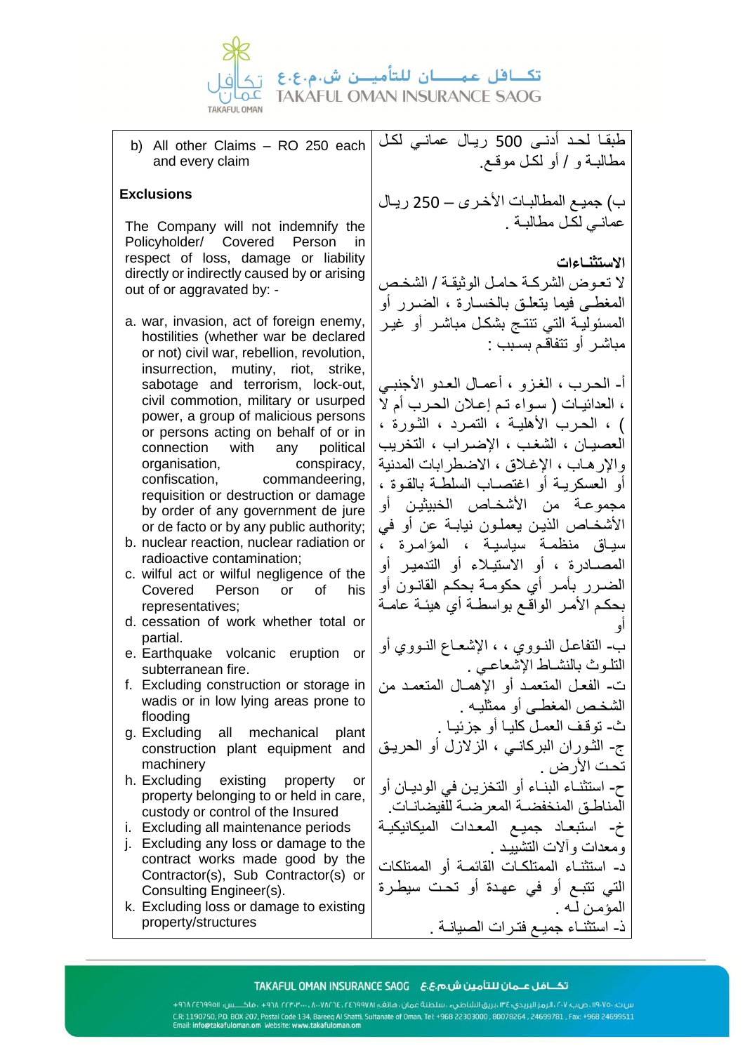| b) All other Claims – RO 250 each and every claim<br><br>**Exclusions**<br><br>The Company will not indemnify the Policyholder/ Covered Person in respect of loss, damage or liability directly or indirectly caused by or arising out of or aggravated by: -<br><br>a. war, invasion, act of foreign enemy, hostilities (whether war be declared or not) civil war, rebellion, revolution, insurrection, mutiny, riot, strike, sabotage and terrorism, lock-out, civil commotion, military or usurped power, a group of malicious persons or persons acting on behalf of or in connection with any political organisation, conspiracy, confiscation, commandeering, requisition or destruction or damage by order of any government de jure or de facto or by any public authority;<br>b. nuclear reaction, nuclear radiation or radioactive contamination;<br>c. wilful act or wilful negligence of the Covered Person or of his representatives;<br>d. cessation of work whether total or partial.<br>e. Earthquake volcanic eruption or subterranean fire.<br>f. Excluding construction or storage in wadis or in low lying areas prone to flooding<br>g. Excluding all mechanical plant construction plant equipment and machinery<br>h. Excluding existing property or property belonging to or held in care, custody or control of the Insured<br>i. Excluding all maintenance periods<br>j. Excluding any loss or damage to the contract works made good by the Contractor(s), Sub Contractor(s) or Consulting Engineer(s).<br>k. Excluding loss or damage to existing property/structures | طبقا لحد أدنى 500 ريال عماني لكل مطالبة و / أو لكل موقع.<br><br>ب) جميع المطالبات الأخرى – 250 ريال عماني لكل مطالبة .<br><br>**الاستثناءات**<br>لا تعوض الشركة حامل الوثيقة / الشخص المغطى فيما يتعلق بالخسارة ، الضرر أو المسئولية التي تنتج بشكل مباشر أو غير مباشر أو تتفاقم بسبب :<br><br>أ- الحرب ، الغزو ، أعمال العدو الأجنبي ، العدائيات ( سواء تم إعلان الحرب أم لا ) ، الحرب الأهلية ، التمرد ، الثورة ، العصيان ، الشغب ، الإضراب ، التخريب والإرهاب ، الإغلاق ، الاضطرابات المدنية أو العسكرية أو اغتصاب السلطة بالقوة ، مجموعة من الأشخاص الخبيثين أو الأشخاص الذين يعملون نيابة عن أو في سياق منظمة سياسية ، المؤامرة ، المصادرة ، أو الاستيلاء أو التدمير أو الضرر بأمر أي حكومة بحكم القانون أو بحكم الأمر الواقع بواسطة أي هيئة عامة أو<br>ب- التفاعل النووي ، ، الإشعاع النووي أو التلوث بالنشاط الإشعاعي .<br>ت- الفعل المتعمد أو الإهمال المتعمد من الشخص المغطى أو ممثليه .<br>ث- توقف العمل كليا أو جزئيا .<br>ج- الثوران البركاني ، الزلازل أو الحريق تحت الأرض .<br>ح- استثناء البناء أو التخزين في الوديان أو المناطق المنخفضة المعرضة للفيضانات.<br>خ- استبعاد جميع المعدات الميكانيكية ومعدات وآلات التشييد .<br>د- استثناء الممتلكات القائمة أو الممتلكات التي تتبع أو في عهدة أو تحت سيطرة المؤمن له .<br>ذ- استثناء جميع فترات الصيانة . |
|---|---|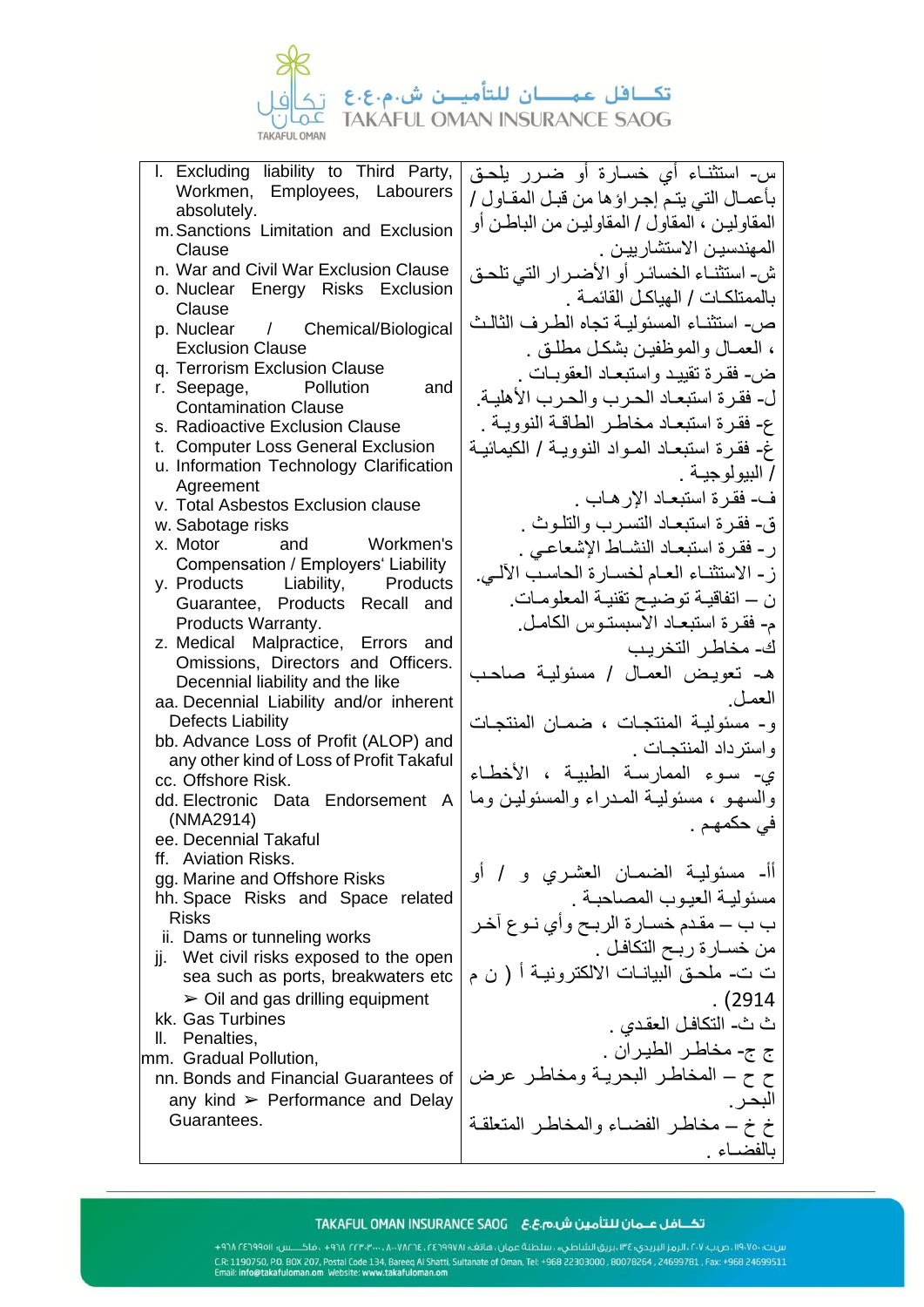| | |
|---|---|
| l. Excluding liability to Third Party, Workmen, Employees, Labourers absolutely.<br>m. Sanctions Limitation and Exclusion Clause<br>n. War and Civil War Exclusion Clause<br>o. Nuclear Energy Risks Exclusion Clause<br>p. Nuclear / Chemical/Biological Exclusion Clause<br>q. Terrorism Exclusion Clause<br>r. Seepage, Pollution and Contamination Clause<br>s. Radioactive Exclusion Clause<br>t. Computer Loss General Exclusion<br>u. Information Technology Clarification Agreement<br>v. Total Asbestos Exclusion clause<br>w. Sabotage risks<br>x. Motor and Workmen's Compensation / Employers' Liability<br>y. Products Liability, Products Guarantee, Products Recall and Products Warranty.<br>z. Medical Malpractice, Errors and Omissions, Directors and Officers. Decennial liability and the like<br>aa. Decennial Liability and/or inherent Defects Liability<br>bb. Advance Loss of Profit (ALOP) and any other kind of Loss of Profit Takaful<br>cc. Offshore Risk.<br>dd. Electronic Data Endorsement A (NMA2914)<br>ee. Decennial Takaful<br>ff. Aviation Risks.<br>gg. Marine and Offshore Risks<br>hh. Space Risks and Space related Risks<br>ii. Dams or tunneling works<br>jj. Wet civil risks exposed to the open sea such as ports, breakwaters etc<br>➢ Oil and gas drilling equipment<br>kk. Gas Turbines<br>ll. Penalties,<br>mm. Gradual Pollution,<br>nn. Bonds and Financial Guarantees of any kind ➢ Performance and Delay Guarantees. | س- استثناء أي خسارة أو ضرر يلحق بأعمال التي يتم إجراؤها من قبل المقاول / المقاولين ، المقاول / المقاولين من الباطن أو المهندسين الاستشاريين .<br>ش- استثناء الخسائر أو الأضرار التي تلحق بالممتلكات / الهياكل القائمة .<br>ص- استثناء المسئولية تجاه الطرف الثالث ، العمال والموظفين بشكل مطلق .<br>ض- فقرة تقييد واستبعاد العقوبات .<br>ل- فقرة استبعاد الحرب والحرب الأهلية.<br>ع- فقرة استبعاد مخاطر الطاقة النووية .<br>غ- فقرة استبعاد المواد النووية / الكيمائية / البيولوجية .<br>ف- فقرة استبعاد الإرهاب .<br>ق- فقرة استبعاد التسرب والتلوث .<br>ر- فقرة استبعاد النشاط الإشعاعي .<br>ز- الاستثناء العام لخسارة الحاسب الآلي.<br>ن – اتفاقية توضيح تقنية المعلومات.<br>م- فقرة استبعاد الاسبستوس الكامل.<br>ك- مخاطر التخريب<br>هـ- تعويض العمال / مسئولية صاحب العمل.<br>و- مسئولية المنتجات ، ضمان المنتجات واسترداد المنتجات .<br>ي- سوء الممارسة الطبية ، الأخطاء والسهو ، مسئولية المدراء والمسئولين وما في حكمهم .<br><br>أأ- مسئولية الضمان العشري و / أو مسئولية العيوب المصاحبة .<br>ب ب – مقدم خسارة الربح وأي نوع آخر من خسارة ربح التكافل .<br>ت ت- ملحق البيانات الالكترونية أ ( ن م 2914) .<br>ث ث- التكافل العقدي .<br>ج ج- مخاطر الطيران .<br>ح ح – المخاطر البحرية ومخاطر عرض البحر.<br>خ خ – مخاطر الفضاء والمخاطر المتعلقة بالفضاء . |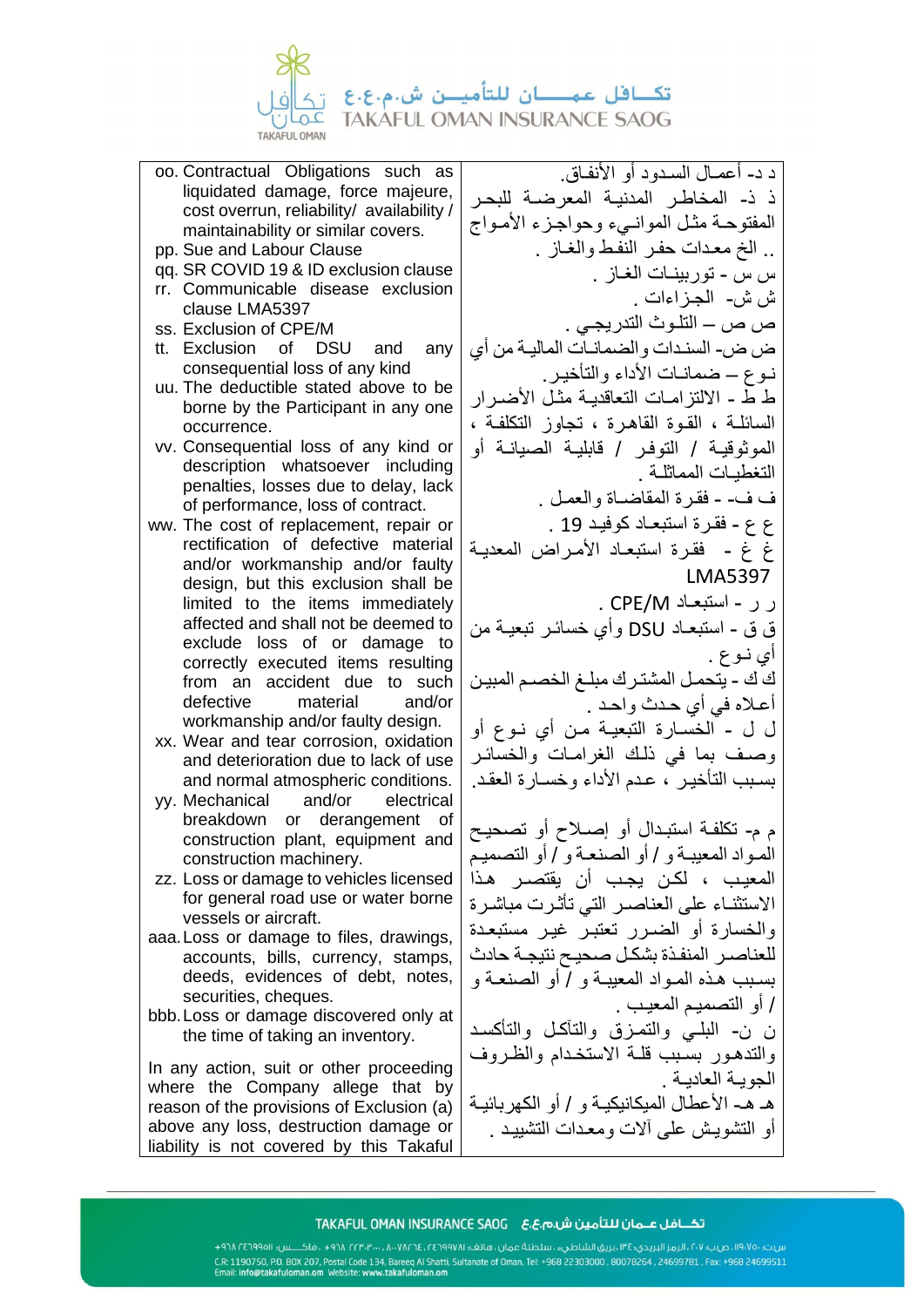| | |
|---|---|
| oo. Contractual Obligations such as liquidated damage, force majeure, cost overrun, reliability/ availability / maintainability or similar covers.<br>pp. Sue and Labour Clause<br>qq. SR COVID 19 & ID exclusion clause<br>rr. Communicable disease exclusion clause LMA5397<br>ss. Exclusion of CPE/M<br>tt. Exclusion of DSU and any consequential loss of any kind<br>uu. The deductible stated above to be borne by the Participant in any one occurrence.<br>vv. Consequential loss of any kind or description whatsoever including penalties, losses due to delay, lack of performance, loss of contract.<br>ww. The cost of replacement, repair or rectification of defective material and/or workmanship and/or faulty design, but this exclusion shall be limited to the items immediately affected and shall not be deemed to exclude loss of or damage to correctly executed items resulting from an accident due to such defective material and/or workmanship and/or faulty design.<br>xx. Wear and tear corrosion, oxidation and deterioration due to lack of use and normal atmospheric conditions.<br>yy. Mechanical and/or electrical breakdown or derangement of construction plant, equipment and construction machinery.<br>zz. Loss or damage to vehicles licensed for general road use or water borne vessels or aircraft.<br>aaa. Loss or damage to files, drawings, accounts, bills, currency, stamps, deeds, evidences of debt, notes, securities, cheques.<br>bbb. Loss or damage discovered only at the time of taking an inventory.<br><br>In any action, suit or other proceeding where the Company allege that by reason of the provisions of Exclusion (a) above any loss, destruction damage or liability is not covered by this Takaful | د د- أعمـال السـدود أو الأنفـاق.<br>ذ ذ- المخاطـر المدنيـة المعرضـة للبحـر المفتوحـة مثـل الموانـيء وحواجـزء الأمـواج .. الخ معدات حفـر النفـط والغـاز .<br>س س - توربينـات الغـاز .<br>ش ش- الجـزاءات .<br>ص ص – التلـوث التدريجـي .<br>ض ض- السندات و الضمانـات الماليـة من أي نـوع – ضمانـات الأداء والتأخيـر.<br>ط ط - الالتزامـات التعاقديـة مثـل الأضـرار السائلـة ، القـوة القاهـرة ، تجـاوز التكلفـة ، الموثوقيـة / التوفـر / قابليـة الصيانـة أو التغطيـات المماثلـة .<br>ف ف - فقـرة المقاضـاة والعمـل .<br>ع ع - فقـرة استبعـاد كوفيـد 19 .<br>غ غ - فقـرة استبعـاد الأمـراض المعديـة LMA5397<br>ر ر - استبعـاد CPE/M .<br>ق ق - استبعـاد DSU وأي خسـائر تبعيـة من أي نـوع .<br>ك ك - يتحمـل المشتـرك مبلـغ الخصـم المبيـن أعـلاه في أي حـدث واحـد .<br>ل ل - الخسـارة التبعيـة مـن أي نـوع أو وصـف بما في ذلـك الغرامـات والخسـائر بسـبب التأخيـر ، عـدم الأداء وخسـارة العقـد.<br><br>م م- تكلفـة استبـدال أو إصـلاح أو تصحيـح المـواد المعيبـة و / أو الصنعـة و / أو التصميـم المعيـب ، لكـن يجـب أن يقتصـر هـذا الاستثنـاء على العناصـر التي تأثـرت مباشـرة والخسـارة أو الضـرر تعتبـر غيـر مستبعـدة للعناصـر المنفـذة بشكـل صحيـح نتيجـة حـادث بسـبب هـذه المـواد المعيبـة و / أو الصنعـة و / أو التصميـم المعيـب .<br>ن ن- البلـي والتمـزق والتآكـل والتأكسـد والتدهـور بسـبب قلـة الاستخـدام والظـروف الجويـة العاديـة .<br>هـ هـ- الأعطـال الميكانيكيـة و / أو الكهربائيـة أو التشويـش على آلات ومعـدات التشييـد . |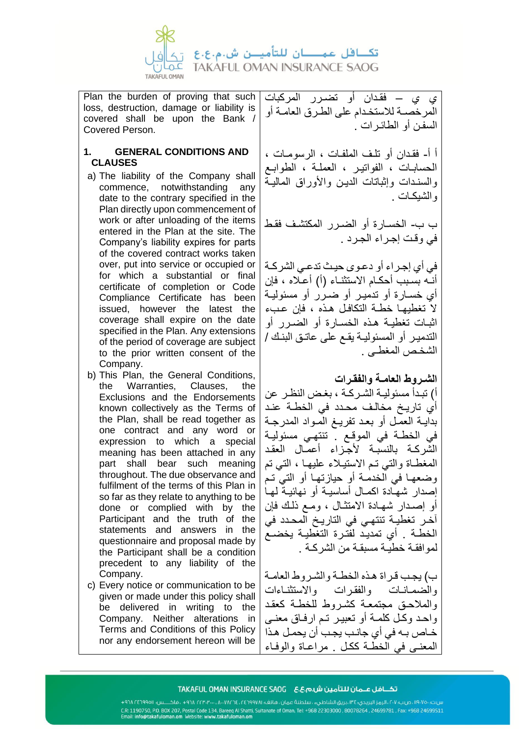Plan the burden of proving that such loss, destruction, damage or liability is covered shall be upon the Bank / Covered Person.

## 1. GENERAL CONDITIONS AND CLAUSES

a) The liability of the Company shall commence, notwithstanding any date to the contrary specified in the Plan directly upon commencement of work or after unloading of the items entered in the Plan at the site. The Company's liability expires for parts of the covered contract works taken over, put into service or occupied or for which a substantial or final certificate of completion or Code Compliance Certificate has been issued, however the latest the coverage shall expire on the date specified in the Plan. Any extensions of the period of coverage are subject to the prior written consent of the Company.

b) This Plan, the General Conditions, the Warranties, Clauses, the Exclusions and the Endorsements known collectively as the Terms of the Plan, shall be read together as one contract and any word or expression to which a special meaning has been attached in any part shall bear such meaning throughout. The due observance and fulfilment of the terms of this Plan in so far as they relate to anything to be done or complied with by the Participant and the truth of the statements and answers in the questionnaire and proposal made by the Participant shall be a condition precedent to any liability of the Company.

c) Every notice or communication to be given or made under this policy shall be delivered in writing to the Company. Neither alterations in Terms and Conditions of this Policy nor any endorsement hereon will be

ي ي – فقدان أو تضرر المركبات المرخصة للاستخدام على الطرق العامة أو السفن أو الطائرات .

أ أ- فقدان أو تلف الملفات ، الرسومات ، الحسابات ، الفواتير ، العملة ، الطوابع والسندات وإثباتات الدين والأوراق المالية والشيكات .

ب ب- الخسارة أو الضرر المكتشف فقط في وقت إجراء الجرد .

في أي إجراء أو دعوى حيث تدعي الشركة أنه بسبب أحكام الاستثناء (أ) أعلاه ، فإن أي خسارة أو تدمير أو ضرر أو مسئولية لا تغطيها خطة التكافل هذه ، فإن عبء اثبات تغطية هذه الخسارة أو الضرر أو التدمير أو المسئولية يقع على عاتق البنك / الشخص المغطى .

## الشروط العامة والفقرات

أ) تبدأ مسئولية الشركة ، بغض النظر عن أي تاريخ مخالف محدد في الخطة عند بداية العمل أو بعد تفريغ المواد المدرجة في الخطة في الموقع . تنتهي مسئولية الشركة بالنسبة لأجزاء أعمال العقد المغطاة والتي تم الاستيلاء عليها ، التي تم وضعها في الخدمة أو حيازتها أو التي تم إصدار شهادة اكمال أساسية أو نهائية لها أو إصدار شهادة الامتثال ، ومع ذلك فإن آخر تغطية تنتهي في التاريخ المحدد في الخطة . أي تمديد لفترة التغطية يخضع لموافقة خطية مسبقة من الشركة .

ب) يجب قراءة هذه الخطة والشروط العامة والضمانات والفقرات والاستثناءات والملاحق مجتمعة كشروط للخطة كعقد واحد وكل كلمة أو تعبير تم ارفاق معنى خاص به في أي جانب يجب أن يحمل هذا المعنى في الخطة ككل . مراعاة والوفاء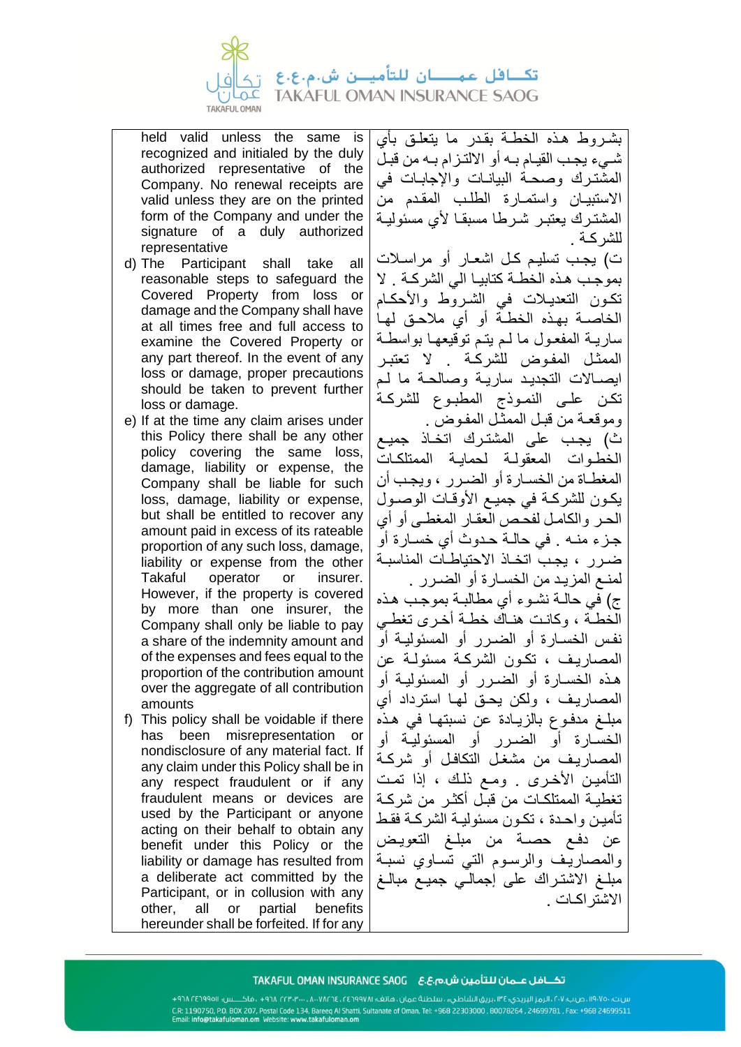| | |
|---|---|
| held valid unless the same is recognized and initialed by the duly authorized representative of the Company. No renewal receipts are valid unless they are on the printed form of the Company and under the signature of a duly authorized representative<br>d) The Participant shall take all reasonable steps to safeguard the Covered Property from loss or damage and the Company shall have at all times free and full access to examine the Covered Property or any part thereof. In the event of any loss or damage, proper precautions should be taken to prevent further loss or damage.<br>e) If at the time any claim arises under this Policy there shall be any other policy covering the same loss, damage, liability or expense, the Company shall be liable for such loss, damage, liability or expense, but shall be entitled to recover any amount paid in excess of its rateable proportion of any such loss, damage, liability or expense from the other Takaful operator or insurer. However, if the property is covered by more than one insurer, the Company shall only be liable to pay a share of the indemnity amount and of the expenses and fees equal to the proportion of the contribution amount over the aggregate of all contribution amounts<br>f) This policy shall be voidable if there has been misrepresentation or nondisclosure of any material fact. If any claim under this Policy shall be in any respect fraudulent or if any fraudulent means or devices are used by the Participant or anyone acting on their behalf to obtain any benefit under this Policy or the liability or damage has resulted from a deliberate act committed by the Participant, or in collusion with any other, all or partial benefits hereunder shall be forfeited. If for any | بشروط هذه الخطة بقدر ما يتعلق بأي شيء يجب القيام به أو الالتزام به من قبل المشترك وصحة البيانات والإجابات في الاستبيان واستمارة الطلب المقدم من المشترك يعتبر شرطا مسبقا لأي مسئولية للشركة .<br>ت) يجب تسليم كل اشعار أو مراسلات بموجب هذه الخطة كتابيا الي الشركة . لا تكون التعديلات في الشروط والأحكام الخاصة بهذه الخطة أو أي ملاحق لها سارية المفعول ما لم يتم توقيعها بواسطة الممثل المفوض للشركة . لا تعتبر ايصالات التجديد سارية وصالحة ما لم تكن على النموذج المطبوع للشركة وموقعة من قبل الممثل المفوض .<br>ث) يجب على المشترك اتخاذ جميع الخطوات المعقولة لحماية الممتلكات المغطاة من الخسارة أو الضرر ، ويجب أن يكون للشركة في جميع الأوقات الوصول الحر والكامل لفحص العقار المغطى أو أي جزء منه . في حالة حدوث أي خسارة أو ضرر ، يجب اتخاذ الاحتياطات المناسبة لمنع المزيد من الخسارة أو الضرر .<br>ج) في حالة نشوء أي مطالبة بموجب هذه الخطة ، وكانت هناك خطة أخرى تغطي نفس الخسارة أو الضرر أو المسئولية أو المصاريف ، تكون الشركة مسئولة عن هذه الخسارة أو الضرر أو المسئولية أو المصاريف ، ولكن يحق لها استرداد أي مبلغ مدفوع بالزيادة عن نسبتها في هذه الخسارة أو الضرر أو المسئولية أو المصاريف من مشغل التكافل أو شركة التأمين الأخرى . ومع ذلك ، إذا تمت تغطية الممتلكات من قبل أكثر من شركة تأمين واحدة ، تكون مسئولية الشركة فقط عن دفع حصة من مبلغ التعويض والمصاريف والرسوم التي تساوي نسبة مبلغ الاشتراك على إجمالي جميع مبالغ الاشتراكات . |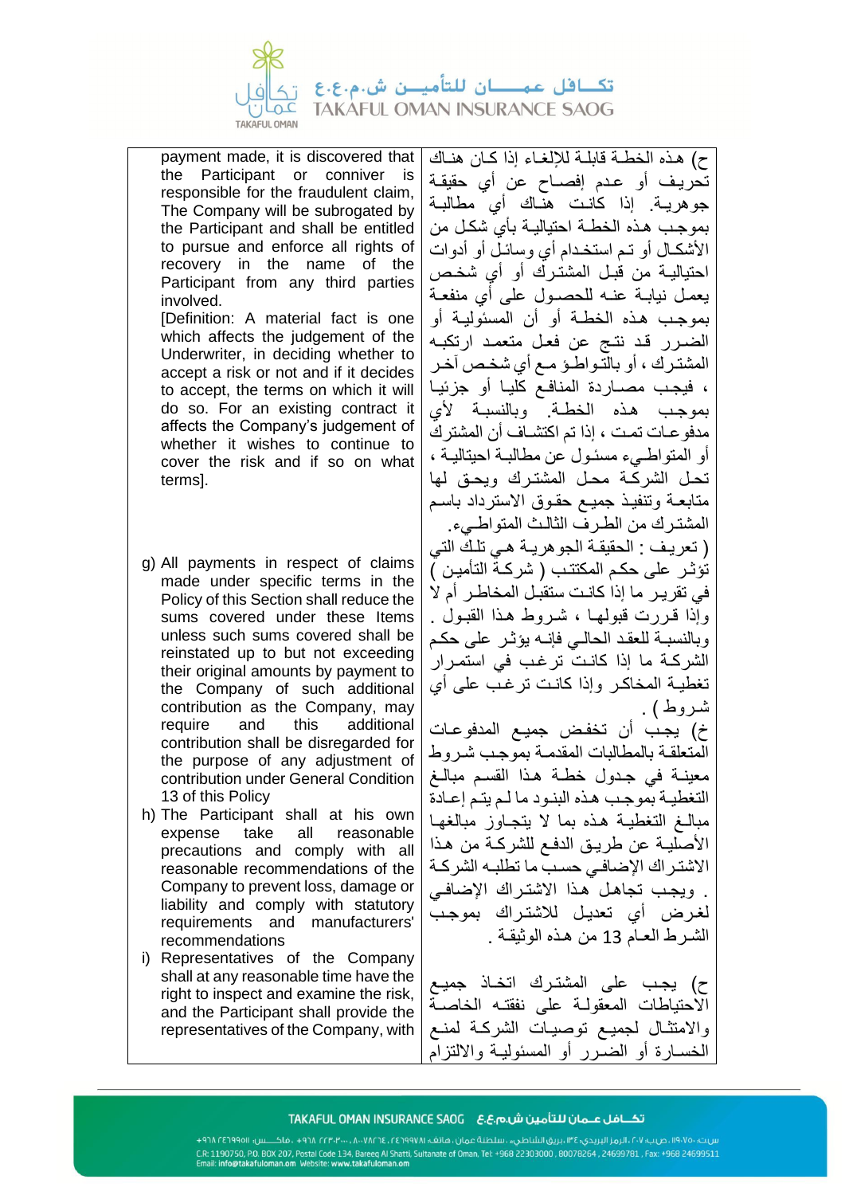| | |
|---|---|
| payment made, it is discovered that the Participant or conniver is responsible for the fraudulent claim, The Company will be subrogated by the Participant and shall be entitled to pursue and enforce all rights of recovery in the name of the Participant from any third parties involved.<br>[Definition: A material fact is one which affects the judgement of the Underwriter, in deciding whether to accept a risk or not and if it decides to accept, the terms on which it will do so. For an existing contract it affects the Company's judgement of whether it wishes to continue to cover the risk and if so on what terms]. | ح) هذه الخطة قابلة للإلغاء إذا كان هناك تحريف أو عدم إفصاح عن أي حقيقة جوهرية. إذا كانت هناك أي مطالبة بموجب هذه الخطة احتيالية بأي شكل من الأشكال أو تم استخدام أي وسائل أو أدوات احتيالية من قبل المشترك أو أي شخص يعمل نيابة عنه للحصول على أي منفعة بموجب هذه الخطة أو أن المسئولية أو الضرر قد نتج عن فعل متعمد ارتكبه المشترك ، أو بالتواطؤ مع أي شخص آخر ، فيجب مصادرة المنافع كليا أو جزئيا بموجب هذه الخطة. وبالنسبة لأي مدفوعات تمت ، إذا تم اكتشاف أن المشترك أو المتواطيء مسئول عن مطالبة احتيالية ، تحل الشركة محل المشترك ويحق لها متابعة وتنفيذ جميع حقوق الاسترداد باسم المشترك من الطرف الثالث المتواطيء.<br>( تعريف : الحقيقة الجوهرية هي تلك التي تؤثر على حكم المكتتب ( شركة التأمين ) في تقرير ما إذا كانت ستقبل المخاطر أم لا وإذا قررت قبولها ، شروط هذا القبول . وبالنسبة للعقد الحالي فإنه يؤثر على حكم الشركة ما إذا كانت ترغب في استمرار تغطية المخاطر وإذا كانت ترغب على أي شروط ) . |
| g) All payments in respect of claims made under specific terms in the Policy of this Section shall reduce the sums covered under these Items unless such sums covered shall be reinstated up to but not exceeding their original amounts by payment to the Company of such additional contribution as the Company, may require and this additional contribution shall be disregarded for the purpose of any adjustment of contribution under General Condition 13 of this Policy | خ) يجب أن تخفض جميع المدفوعات المتعلقة بالمطالبات المقدمة بموجب شروط معينة في جدول خطة هذا القسم مبالغ التغطية بموجب هذه البنود ما لم يتم إعادة مبالغ التغطية هذه بما لا يتجاوز مبالغها الأصلية عن طريق الدفع للشركة من هذا الاشتراك الإضافي حسب ما تطلبه الشركة . ويجب تجاهل هذا الاشتراك الإضافي لغرض أي تعديل للاشتراك بموجب الشرط العام 13 من هذه الوثيقة . |
| h) The Participant shall at his own expense take all reasonable precautions and comply with all reasonable recommendations of the Company to prevent loss, damage or liability and comply with statutory requirements and manufacturers' recommendations<br>i) Representatives of the Company shall at any reasonable time have the right to inspect and examine the risk, and the Participant shall provide the representatives of the Company, with | ح) يجب على المشترك اتخاذ جميع الاحتياطات المعقولة على نفقته الخاصة والامتثال لجميع توصيات الشركة لمنع الخسارة أو الضرر أو المسئولية والالتزام |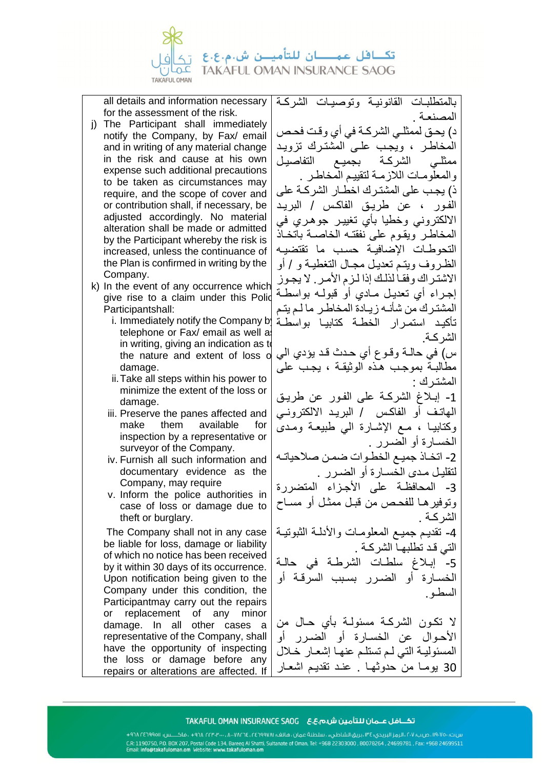| | |
|---|---|
| all details and information necessary for the assessment of the risk. | بالمتطلبات القانونية وتوصيات الشركة المصنعة . |
| j) The Participant shall immediately notify the Company, by Fax/ email and in writing of any material change in the risk and cause at his own expense such additional precautions to be taken as circumstances may require, and the scope of cover and or contribution shall, if necessary, be adjusted accordingly. No material alteration shall be made or admitted by the Participant whereby the risk is increased, unless the continuance of the Plan is confirmed in writing by the Company. | د) يحق لممثلي الشركة في أي وقت فحص المخاطر ، ويجب على المشترك تزويد ممثلي الشركة بجميع التفاصيل والمعلومات اللازمة لتقييم المخاطر . ذ) يجب على المشترك اخطار الشركة على الفور ، عن طريق الفاكس / البريد الالكتروني وخطيا بأي تغيير جوهري في المخاطر ويقوم على نفقته الخاصة باتخاذ التحوطات الإضافية حسب ما تقتضيه الظروف ويتم تعديل مجال التغطية و / أو الاشتراك وفقا لذلك إذا لزم الأمر. لا يجوز إجراء أي تعديل مادي أو قبوله بواسطة المشترك من شأنه زيادة المخاطر ما لم يتم تأكيد استمرار الخطة كتابيا بواسطة الشركة. |
| k) In the event of any occurrence which give rise to a claim under this Polic Participantshall: | س) في حالة وقوع أي حدث قد يؤدي الي مطالبة بموجب هذه الوثيقة ، يجب على المشترك : |
| i. Immediately notify the Company b telephone or Fax/ email as well a in writing, giving an indication as t the nature and extent of loss o damage. | 1- إبلاغ الشركة على الفور عن طريق الهاتف أو الفاكس / البريد الالكتروني وكتابيا ، مع الإشارة الي طبيعة ومدى الخسارة أو الضرر . |
| ii. Take all steps within his power to minimize the extent of the loss or damage. | 2- اتخاذ جميع الخطوات ضمن صلاحياته لتقليل مدى الخسارة أو الضرر . |
| iii. Preserve the panes affected and make them available for inspection by a representative or surveyor of the Company. | 3- المحافظة على الأجزاء المتضررة وتوفيرها للفحص من قبل ممثل أو مساح الشركة . |
| iv. Furnish all such information and documentary evidence as the Company, may require | 4- تقديم جميع المعلومات والأدلة الثبوتية التي قد تطلبها الشركة . |
| v. Inform the police authorities in case of loss or damage due to theft or burglary. | 5- إبلاغ سلطات الشرطة في حالة الخسارة أو الضرر بسبب السرقة أو السطو. |
| The Company shall not in any case be liable for loss, damage or liability of which no notice has been received by it within 30 days of its occurrence. Upon notification being given to the Company under this condition, the Participantmay carry out the repairs or replacement of any minor damage. In all other cases a representative of the Company, shall have the opportunity of inspecting the loss or damage before any repairs or alterations are affected. If | لا تكون الشركة مسئولة بأي حال من الأحوال عن الخسارة أو الضرر أو المسئولية التي لم تستلم عنها إشعار خلال 30 يوما من حدوثها . عند تقديم اشعار |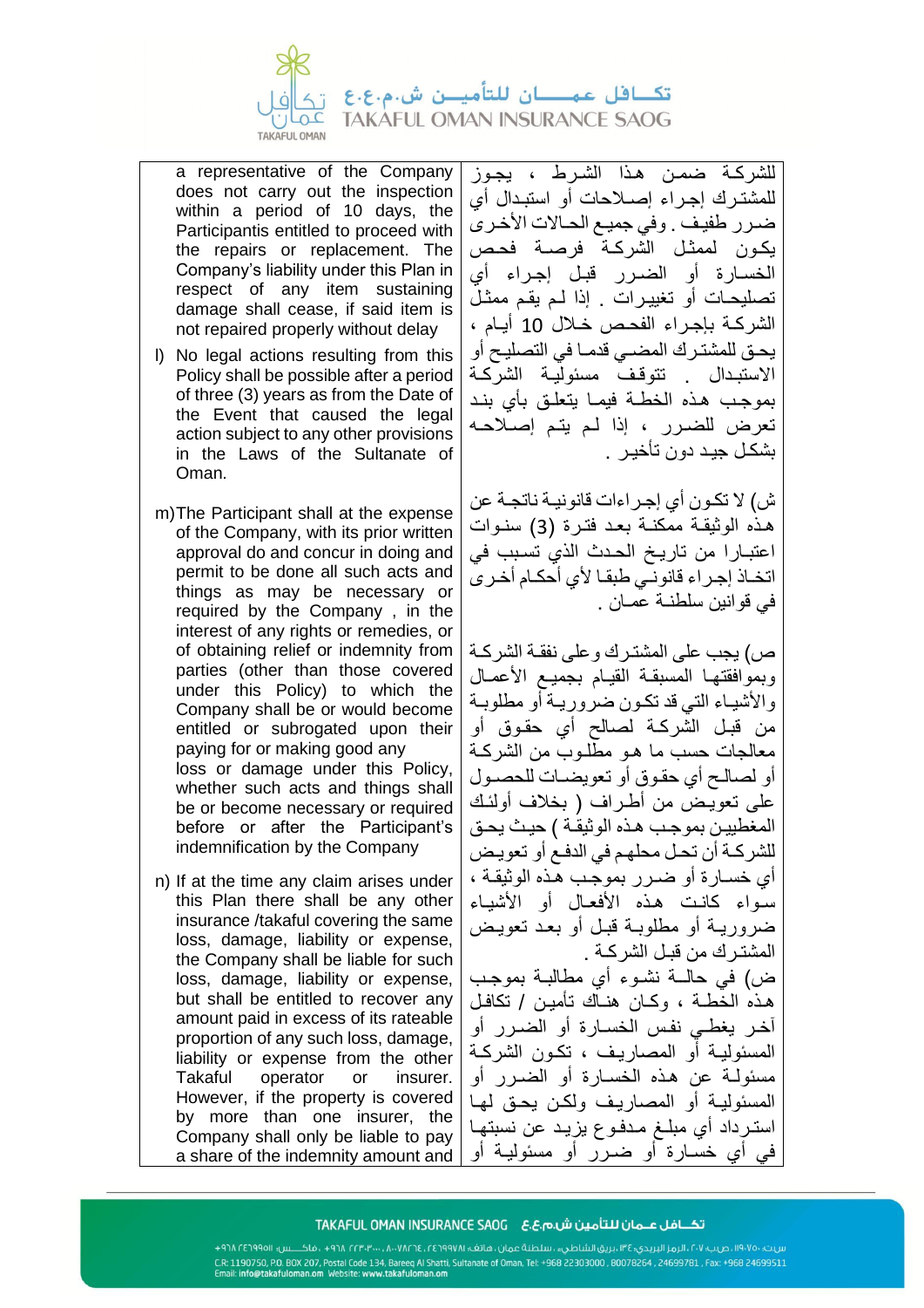| | |
|---|---|
| a representative of the Company does not carry out the inspection within a period of 10 days, the Participantis entitled to proceed with the repairs or replacement. The Company's liability under this Plan in respect of any item sustaining damage shall cease, if said item is not repaired properly without delay | للشركة ضمن هذا الشرط ، يجوز للمشترك إجراء إصلاحات أو استبدال أي ضرر طفيف . وفي جميع الحالات الأخرى يكون لممثل الشركة فرصة فحص الخسارة أو الضرر قبل إجراء أي تصليحات أو تغييرات . إذا لم يقم ممثل الشركة بإجراء الفحص خلال 10 أيام ، يحق للمشترك المضي قدماً في التصليح أو الاستبدال . تتوقف مسئولية الشركة بموجب هذه الخطة فيما يتعلق بأي بند تعرض للضرر ، إذا لم يتم إصلاحه بشكل جيد دون تأخير . |
| l) No legal actions resulting from this Policy shall be possible after a period of three (3) years as from the Date of the Event that caused the legal action subject to any other provisions in the Laws of the Sultanate of Oman. | ش) لا تكون أي إجراءات قانونية ناتجة عن هذه الوثيقة ممكنة بعد فترة (3) سنوات اعتبارا من تاريخ الحدث الذي تسبب في اتخاذ إجراء قانوني طبقا لأي أحكام أخرى في قوانين سلطنة عمان . |
| m) The Participant shall at the expense of the Company, with its prior written approval do and concur in doing and permit to be done all such acts and things as may be necessary or required by the Company , in the interest of any rights or remedies, or of obtaining relief or indemnity from parties (other than those covered under this Policy) to which the Company shall be or would become entitled or subrogated upon their paying for or making good any loss or damage under this Policy, whether such acts and things shall be or become necessary or required before or after the Participant's indemnification by the Company | ص) يجب على المشترك وعلى نفقة الشركة وبموافقتها المسبقة القيام بجميع الأعمال والأشياء التي قد تكون ضرورية أو مطلوبة من قبل الشركة لصالح أي حقوق أو معالجات حسب ما هو مطلوب من الشركة أو لصالح أي حقوق أو تعويضات للحصول على تعويض من أطراف ( بخلاف أولئك المغطيين بموجب هذه الوثيقة ) حيث يحق للشركة أن تحل محلهم في الدفع أو تعويض أي خسارة أو ضرر بموجب هذه الوثيقة ، سواء كانت هذه الأفعال أو الأشياء ضرورية أو مطلوبة قبل أو بعد تعويض المشترك من قبل الشركة . |
| n) If at the time any claim arises under this Plan there shall be any other insurance /takaful covering the same loss, damage, liability or expense, the Company shall be liable for such loss, damage, liability or expense, but shall be entitled to recover any amount paid in excess of its rateable proportion of any such loss, damage, liability or expense from the other Takaful operator or insurer. However, if the property is covered by more than one insurer, the Company shall only be liable to pay a share of the indemnity amount and | ض) في حالة نشوء أي مطالبة بموجب هذه الخطة ، وكان هناك تأمين / تكافل آخر يغطي نفس الخسارة أو الضرر أو المسئولية أو المصاريف ، تكون الشركة مسئولة عن هذه الخسارة أو الضرر أو المسئولية أو المصاريف ولكن يحق لها استرداد أي مبلغ مدفوع يزيد عن نسبتها في أي خسارة أو ضرر أو مسئولية أو |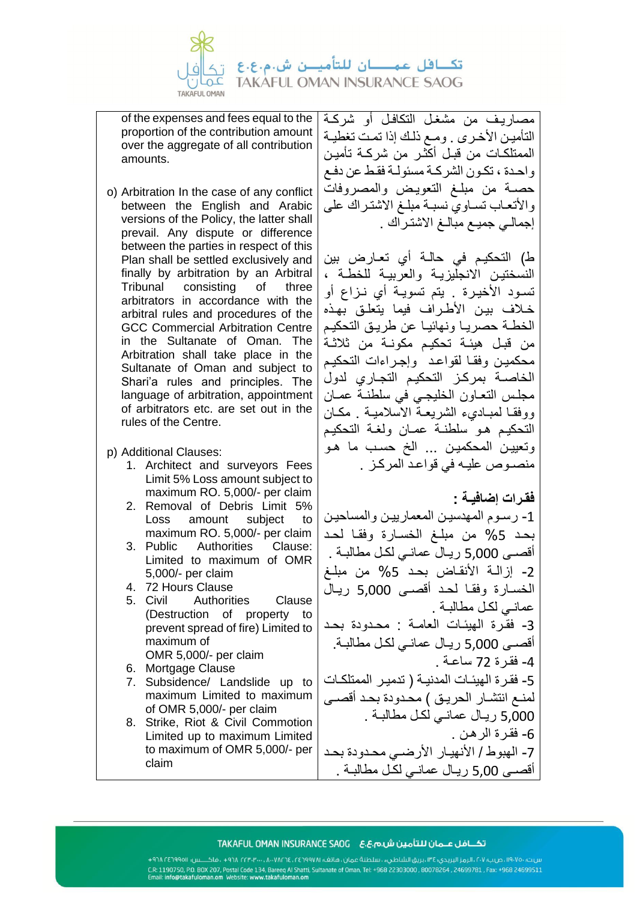| of the expenses and fees equal to the proportion of the contribution amount over the aggregate of all contribution amounts. | مصاريف من مشغل التكافل أو شركة التأمين الأخرى . ومع ذلك إذا تمت تغطية الممتلكات من قبل أكثر من شركة تأمين واحدة ، تكون الشركة مسئولة فقط عن دفع حصة من مبلغ التعويض والمصروفات والأتعاب تساوي نسبة مبلغ الاشتراك على إجمالي جميع مبالغ الاشتراك . |
|---|---|
| o) Arbitration In the case of any conflict between the English and Arabic versions of the Policy, the latter shall prevail. Any dispute or difference between the parties in respect of this Plan shall be settled exclusively and finally by arbitration by an Arbitral Tribunal consisting of three arbitrators in accordance with the arbitral rules and procedures of the GCC Commercial Arbitration Centre in the Sultanate of Oman. The Arbitration shall take place in the Sultanate of Oman and subject to Shari'a rules and principles. The language of arbitration, appointment of arbitrators etc. are set out in the rules of the Centre. | ط) التحكيم في حالة أي تعارض بين النسختين الانجليزية والعربية للخطة ، تسود الأخيرة . يتم تسوية أي نزاع أو خلاف بين الأطراف فيما يتعلق بهذه الخطة حصريا ونهائيا عن طريق التحكيم من قبل هيئة تحكيم مكونة من ثلاثة محكمين وفقا لقواعد وإجراءات التحكيم الخاصة بمركز التحكيم التجاري لدول مجلس التعاون الخليجي في سلطنة عمان ووفقا لمبادىء الشريعة الاسلامية . مكان التحكيم هو سلطنة عمان ولغة التحكيم وتعيين المحكمين ... الخ حسب ما هو منصوص عليه في قواعد المركز . |
| p) Additional Clauses:<br>1. Architect and surveyors Fees Limit 5% Loss amount subject to maximum RO. 5,000/- per claim<br>2. Removal of Debris Limit 5% Loss amount subject to maximum RO. 5,000/- per claim<br>3. Public Authorities Clause: Limited to maximum of OMR 5,000/- per claim<br>4. 72 Hours Clause<br>5. Civil Authorities Clause (Destruction of property to prevent spread of fire) Limited to maximum of OMR 5,000/- per claim<br>6. Mortgage Clause<br>7. Subsidence/ Landslide up to maximum Limited to maximum of OMR 5,000/- per claim<br>8. Strike, Riot & Civil Commotion Limited up to maximum Limited to maximum of OMR 5,000/- per claim | **فقرات إضافية :**<br>1- رسوم المهدسين المعماريين والمساحين بحد 5% من مبلغ الخسارة وفقا لحد أقصى 5,000 ريال عماني لكل مطالبة .<br>2- إزالة الأنقاض بحد 5% من مبلغ الخسارة وفقا لحد أقصى 5,000 ريال عماني لكل مطالبة .<br>3- فقرة الهيئات العامة : محدودة بحد أقصى 5,000 ريال عماني لكل مطالبة.<br>4- فقرة 72 ساعة .<br>5- فقرة الهيئات المدنية ( تدمير الممتلكات لمنع انتشار الحريق ) محدودة بحد أقصى 5,000 ريال عماني لكل مطالبة .<br>6- فقرة الرهن .<br>7- الهبوط / الأنهيار الأرضي محدودة بحد أقصى 5,00 ريال عماني لكل مطالبة . |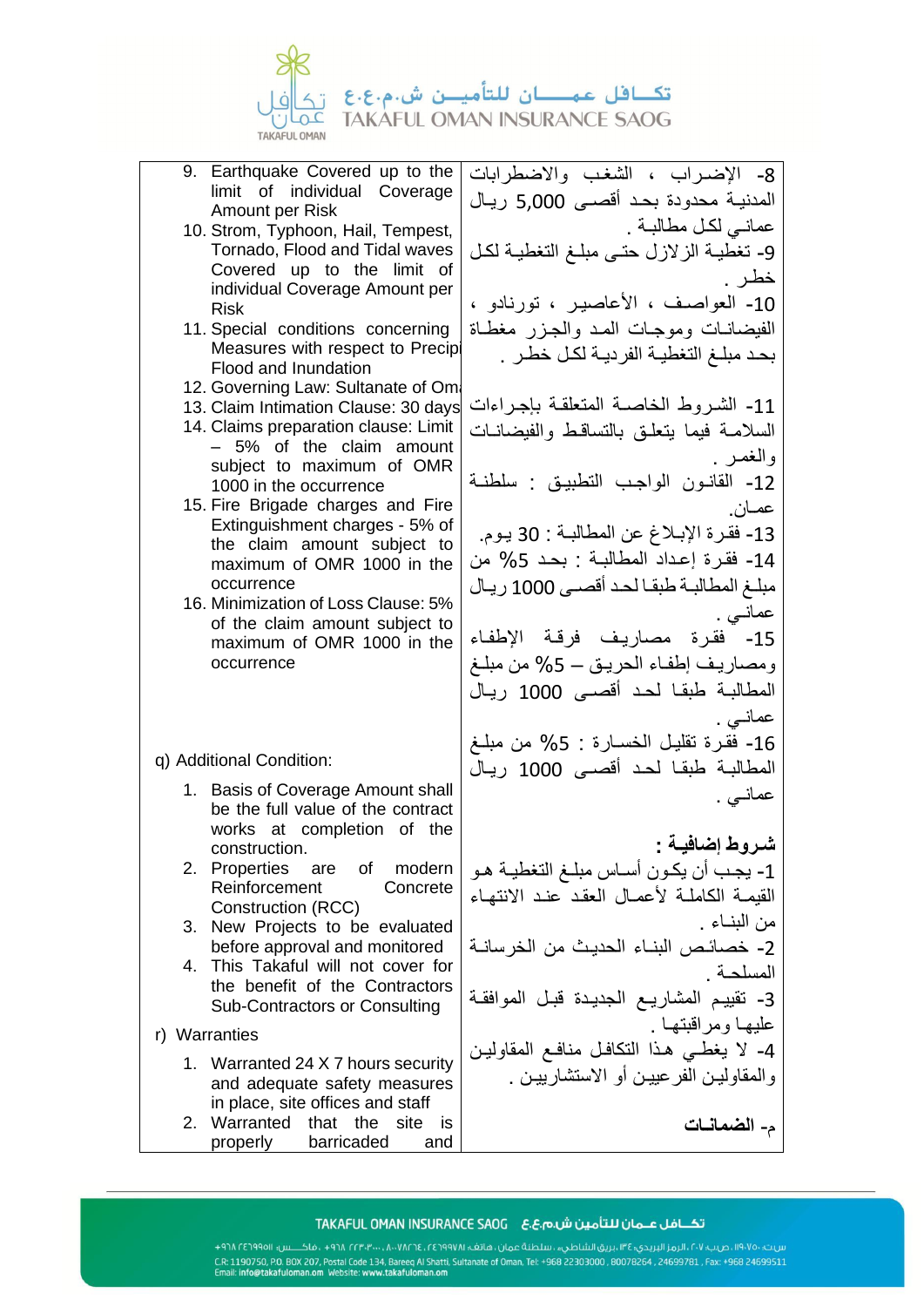| | |
|---|---|
| 9. Earthquake Covered up to the limit of individual Coverage Amount per Risk<br>10. Strom, Typhoon, Hail, Tempest, Tornado, Flood and Tidal waves Covered up to the limit of individual Coverage Amount per Risk<br>11. Special conditions concerning Measures with respect to Precipi Flood and Inundation<br>12. Governing Law: Sultanate of Omi<br>13. Claim Intimation Clause: 30 days<br>14. Claims preparation clause: Limit – 5% of the claim amount subject to maximum of OMR 1000 in the occurrence<br>15. Fire Brigade charges and Fire Extinguishment charges - 5% of the claim amount subject to maximum of OMR 1000 in the occurrence<br>16. Minimization of Loss Clause: 5% of the claim amount subject to maximum of OMR 1000 in the occurrence | 8- الإضراب ، الشغب والاضطرابات المدنية محدودة بحد أقصى 5,000 ريال عماني لكل مطالبة .<br>9- تغطية الزلازل حتى مبلغ التغطية لكل خطر .<br>10- العواصف ، الأعاصير ، تورنادو ، الفيضانات وموجات المد والجزر مغطاة بحد مبلغ التغطية الفردية لكل خطر .<br>11- الشروط الخاصة المتعلقة بإجراءات السلامة فيما يتعلق بالتساقط والفيضانات والغمر .<br>12- القانون الواجب التطبيق : سلطنة عمان.<br>13- فقرة الإبلاغ عن المطالبة : 30 يوم.<br>14- فقرة إعداد المطالبة : بحد 5% من مبلغ المطالبة طبقا لحد أقصى 1000 ريال عماني .<br>15- فقرة مصاريف فرقة الإطفاء ومصاريف إطفاء الحريق – 5% من مبلغ المطالبة طبقا لحد أقصى 1000 ريال عماني .<br>16- فقرة تقليل الخسارة : 5% من مبلغ المطالبة طبقا لحد أقصى 1000 ريال عماني . |
| q) Additional Condition:<br>1. Basis of Coverage Amount shall be the full value of the contract works at completion of the construction.<br>2. Properties are of modern Reinforcement Concrete Construction (RCC)<br>3. New Projects to be evaluated before approval and monitored<br>4. This Takaful will not cover for the benefit of the Contractors Sub-Contractors or Consulting | **شروط إضافية :**<br>1- يجب أن يكون أساس مبلغ التغطية هو القيمة الكاملة لأعمال العقد عند الانتهاء من البناء .<br>2- خصائص البناء الحديث من الخرسانة المسلحة .<br>3- تقييم المشاريع الجديدة قبل الموافقة عليها ومراقبتها .<br>4- لا يغطي هذا التكافل منافع المقاولين والمقاولين الفرعيين أو الاستشاريين . |
| r) Warranties<br>1. Warranted 24 X 7 hours security and adequate safety measures in place, site offices and staff<br>2. Warranted that the site is properly barricaded and | م- **الضمانات** |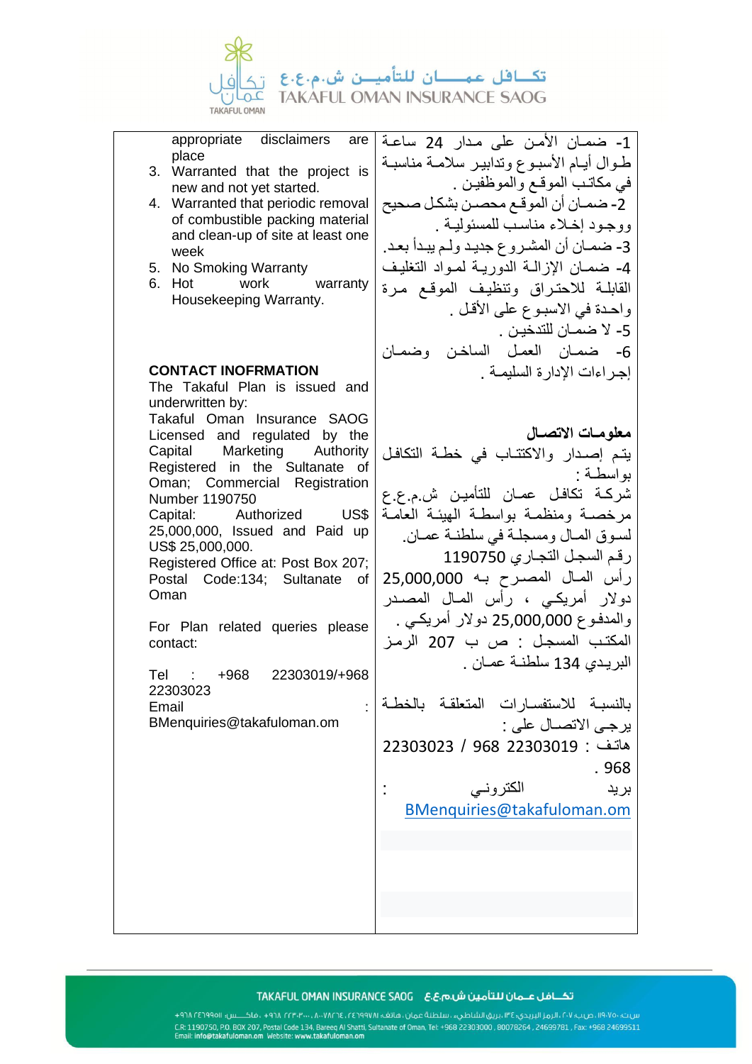| | |
|---|---|
| appropriate disclaimers are place<br>3. Warranted that the project is new and not yet started.<br>4. Warranted that periodic removal of combustible packing material and clean-up of site at least one week<br>5. No Smoking Warranty<br>6. Hot work warranty Housekeeping Warranty. | 1- ضمـان الأمـن على مـدار 24 ساعـة طـوال أيـام الأسبـوع وتدابيـر سلامـة مناسبـة في مكاتـب الموقـع والموظفيـن .<br>2- ضمـان أن الموقـع محصـن بشكـل صحيح ووجـود إخـلاء مناسـب للمسئوليـة .<br>3- ضمـان أن المشـروع جديـد ولـم يبـدأ بعـد.<br>4- ضمـان الإزالـة الدوريـة لمـواد التغليف القابلـة للاحتـراق وتنظيـف الموقـع مـرة واحـدة في الاسبـوع على الأقـل .<br>5- لا ضمـان للتدخيـن .<br>6- ضمـان العمـل السـاخـن وضمـان إجـراءات الإدارة السليمـة . |
| **CONTACT INOFRMATION**<br>The Takaful Plan is issued and underwritten by:<br>Takaful Oman Insurance SAOG Licensed and regulated by the Capital Marketing Authority Registered in the Sultanate of Oman; Commercial Registration Number 1190750<br>Capital: Authorized US$ 25,000,000, Issued and Paid up US$ 25,000,000.<br>Registered Office at: Post Box 207; Postal Code:134; Sultanate of Oman<br><br>For Plan related queries please contact:<br><br>Tel : +968 22303019/+968 22303023<br>Email : BMenquiries@takafuloman.om | **معلومـات الاتصـال**<br>يتـم إصـدار والاكتتـاب في خطـة التكافل بواسطـة :<br>شركـة تكافل عمـان للتأميـن ش.م.ع.ع مرخصـة ومنظمـة بواسطـة الهيئـة العامـة لسـوق المـال ومسجلـة في سلطنـة عمـان.<br>رقـم السجـل التجـاري 1190750<br>رأس المـال المصـرح بـه 25,000,000 دولار أمريكـي ، رأس المـال المصـدر والمدفـوع 25,000,000 دولار أمريكـي .<br>المكتـب المسجـل : ص ب 207 الرمـز البريـدي 134 سلطنـة عمـان .<br><br>بالنسبـة للاستفسـارات المتعلقـة بالخطـة يرجـى الاتصـال على :<br>هاتـف : 968 22303019 / 22303023 968 .<br>بريد الكتروني : BMenquiries@takafuloman.om |